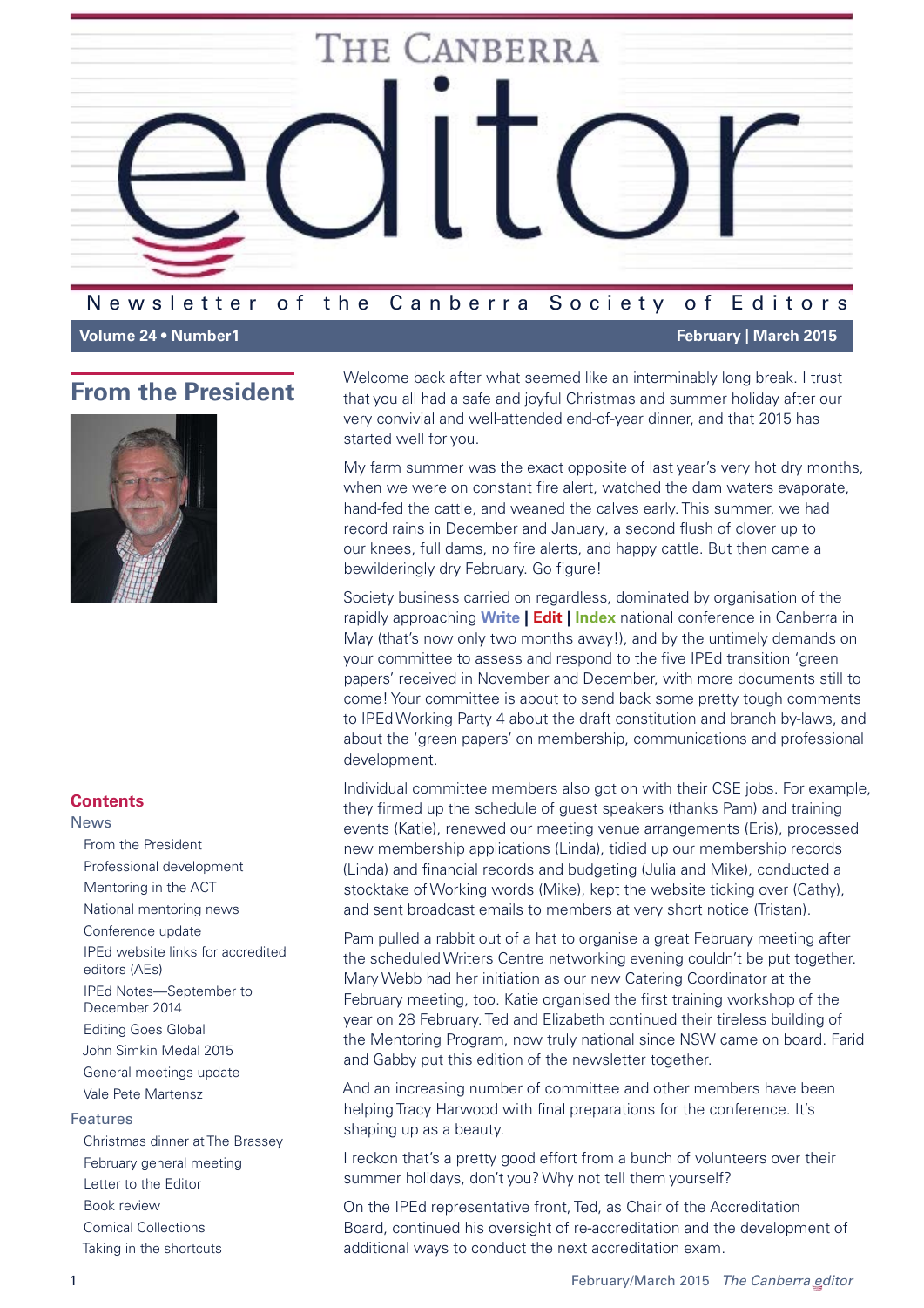# The Canberra editor

Newsletter of the Canberra Society of Editors

**Volume 24 • Number1** **February | March 2015**

## From the President

Welcome back after what seemed like an interminably long break. I trust that you all had a safe and joyful Christmas and summer holiday after our very convivial and well-attended end-of-year dinner, and that 2015 has started well for you.

My farm summer was the exact opposite of last year's very hot dry months, when we were on constant fire alert, watched the dam waters evaporate, hand-fed the cattle, and weaned the calves early. This summer, we had record rains in December and January, a second flush of clover up to our knees, full dams, no fire alerts, and happy cattle. But then came a bewilderingly dry February. Go figure!

Society business carried on regardless, dominated by organisation of the rapidly approaching **Write | Edit | Index** national conference in Canberra in May (that's now only two months away!), and by the untimely demands on your committee to assess and respond to the five IPEd transition 'green papers' received in November and December, with more documents still to come! Your committee is about to send back some pretty tough comments to IPEd Working Party 4 about the draft constitution and branch by-laws, and about the 'green papers' on membership, communications and professional development.

Individual committee members also got on with their CSE jobs. For example, they firmed up the schedule of guest speakers (thanks Pam) and training events (Katie), renewed our meeting venue arrangements (Eris), processed new membership applications (Linda), tidied up our membership records (Linda) and financial records and budgeting (Julia and Mike), conducted a stocktake of Working words (Mike), kept the website ticking over (Cathy), and sent broadcast emails to members at very short notice (Tristan).

Pam pulled a rabbit out of a hat to organise a great February meeting after the scheduled Writers Centre networking evening couldn't be put together. Mary Webb had her initiation as our new Catering Coordinator at the February meeting, too. Katie organised the first training workshop of the year on 28 February. Ted and Elizabeth continued their tireless building of the Mentoring Program, now truly national since NSW came on board. Farid and Gabby put this edition of the newsletter together.

And an increasing number of committee and other members have been helping Tracy Harwood with final preparations for the conference. It's shaping up as a beauty.

I reckon that's a pretty good effort from a bunch of volunteers over their summer holidays, don't you? Why not tell them yourself?

On the IPEd representative front, Ted, as Chair of the Accreditation Board, continued his oversight of re-accreditation and the development of additional ways to conduct the next accreditation exam.

### Contents

**News**

- From the President
- Professional development
- Mentoring in the ACT
- National mentoring news
- Conference update
- IPEd website links for accredited editors (AEs)
- IPEd Notes—September to December 2014
- Editing Goes Global
- John Simkin Medal 2015
- General meetings update
- Vale Pete Martensz

**Features**

- Christmas dinner at The Brassey
- February general meeting
- Letter to the Editor
- Book review
- Comical Collections
- Taking in the shortcuts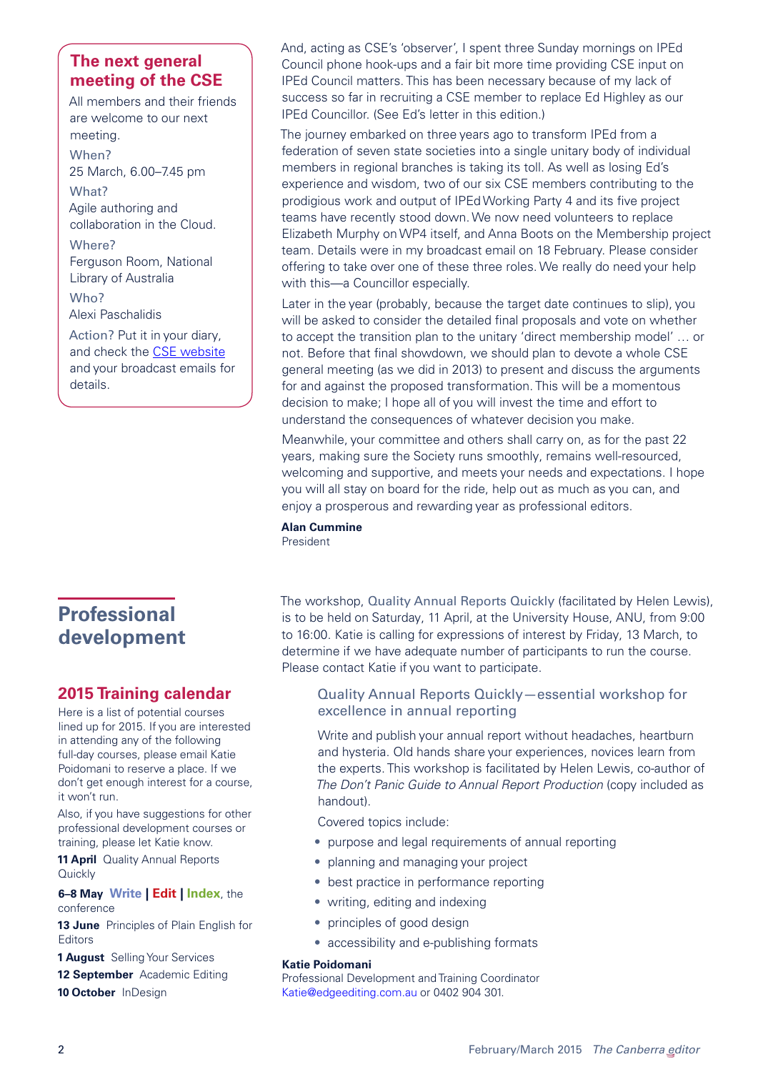## The next general meeting of the CSE

All members and their friends are welcome to our next meeting.

When?
25 March, 6.00–7.45 pm

What?
Agile authoring and collaboration in the Cloud.

Where?
Ferguson Room, National Library of Australia

Who?
Alexi Paschalidis

Action? Put it in your diary, and check the CSE website and your broadcast emails for details.

And, acting as CSE's 'observer', I spent three Sunday mornings on IPEd Council phone hook-ups and a fair bit more time providing CSE input on IPEd Council matters. This has been necessary because of my lack of success so far in recruiting a CSE member to replace Ed Highley as our IPEd Councillor. (See Ed's letter in this edition.)

The journey embarked on three years ago to transform IPEd from a federation of seven state societies into a single unitary body of individual members in regional branches is taking its toll. As well as losing Ed's experience and wisdom, two of our six CSE members contributing to the prodigious work and output of IPEd Working Party 4 and its five project teams have recently stood down. We now need volunteers to replace Elizabeth Murphy on WP4 itself, and Anna Boots on the Membership project team. Details were in my broadcast email on 18 February. Please consider offering to take over one of these three roles. We really do need your help with this—a Councillor especially.

Later in the year (probably, because the target date continues to slip), you will be asked to consider the detailed final proposals and vote on whether to accept the transition plan to the unitary 'direct membership model' … or not. Before that final showdown, we should plan to devote a whole CSE general meeting (as we did in 2013) to present and discuss the arguments for and against the proposed transformation. This will be a momentous decision to make; I hope all of you will invest the time and effort to understand the consequences of whatever decision you make.

Meanwhile, your committee and others shall carry on, as for the past 22 years, making sure the Society runs smoothly, remains well-resourced, welcoming and supportive, and meets your needs and expectations. I hope you will all stay on board for the ride, help out as much as you can, and enjoy a prosperous and rewarding year as professional editors.

**Alan Cummine**
President

# Professional development

## 2015 Training calendar

Here is a list of potential courses lined up for 2015. If you are interested in attending any of the following full-day courses, please email Katie Poidomani to reserve a place. If we don't get enough interest for a course, it won't run.

Also, if you have suggestions for other professional development courses or training, please let Katie know.

**11 April** Quality Annual Reports Quickly

**6–8 May** **Write | Edit | Index**, the conference

**13 June** Principles of Plain English for Editors

**1 August** Selling Your Services

**12 September** Academic Editing

**10 October** InDesign

The workshop, Quality Annual Reports Quickly (facilitated by Helen Lewis), is to be held on Saturday, 11 April, at the University House, ANU, from 9:00 to 16:00. Katie is calling for expressions of interest by Friday, 13 March, to determine if we have adequate number of participants to run the course. Please contact Katie if you want to participate.

### Quality Annual Reports Quickly—essential workshop for excellence in annual reporting

Write and publish your annual report without headaches, heartburn and hysteria. Old hands share your experiences, novices learn from the experts. This workshop is facilitated by Helen Lewis, co-author of *The Don't Panic Guide to Annual Report Production* (copy included as handout).

Covered topics include:

- purpose and legal requirements of annual reporting
- planning and managing your project
- best practice in performance reporting
- writing, editing and indexing
- principles of good design
- accessibility and e-publishing formats

**Katie Poidomani**
Professional Development and Training Coordinator
Katie@edgeediting.com.au or 0402 904 301.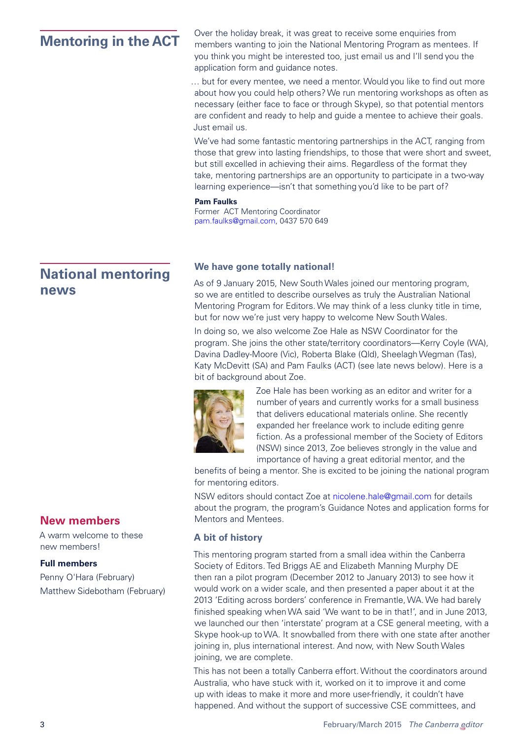## Mentoring in the ACT

Over the holiday break, it was great to receive some enquiries from members wanting to join the National Mentoring Program as mentees. If you think you might be interested too, just email us and I'll send you the application form and guidance notes.

… but for every mentee, we need a mentor. Would you like to find out more about how you could help others? We run mentoring workshops as often as necessary (either face to face or through Skype), so that potential mentors are confident and ready to help and guide a mentee to achieve their goals. Just email us.

We've had some fantastic mentoring partnerships in the ACT, ranging from those that grew into lasting friendships, to those that were short and sweet, but still excelled in achieving their aims. Regardless of the format they take, mentoring partnerships are an opportunity to participate in a two-way learning experience—isn't that something you'd like to be part of?

**Pam Faulks**
Former ACT Mentoring Coordinator
pam.faulks@gmail.com, 0437 570 649

## National mentoring news

### We have gone totally national!

As of 9 January 2015, New South Wales joined our mentoring program, so we are entitled to describe ourselves as truly the Australian National Mentoring Program for Editors. We may think of a less clunky title in time, but for now we're just very happy to welcome New South Wales.

In doing so, we also welcome Zoe Hale as NSW Coordinator for the program. She joins the other state/territory coordinators—Kerry Coyle (WA), Davina Dadley-Moore (Vic), Roberta Blake (Qld), Sheelagh Wegman (Tas), Katy McDevitt (SA) and Pam Faulks (ACT) (see late news below). Here is a bit of background about Zoe.

Zoe Hale has been working as an editor and writer for a number of years and currently works for a small business that delivers educational materials online. She recently expanded her freelance work to include editing genre fiction. As a professional member of the Society of Editors (NSW) since 2013, Zoe believes strongly in the value and importance of having a great editorial mentor, and the benefits of being a mentor. She is excited to be joining the national program for mentoring editors.

NSW editors should contact Zoe at nicolene.hale@gmail.com for details about the program, the program's Guidance Notes and application forms for Mentors and Mentees.

### A bit of history

This mentoring program started from a small idea within the Canberra Society of Editors. Ted Briggs AE and Elizabeth Manning Murphy DE then ran a pilot program (December 2012 to January 2013) to see how it would work on a wider scale, and then presented a paper about it at the 2013 'Editing across borders' conference in Fremantle, WA. We had barely finished speaking when WA said 'We want to be in that!', and in June 2013, we launched our then 'interstate' program at a CSE general meeting, with a Skype hook-up to WA. It snowballed from there with one state after another joining in, plus international interest. And now, with New South Wales joining, we are complete.

This has not been a totally Canberra effort. Without the coordinators around Australia, who have stuck with it, worked on it to improve it and come up with ideas to make it more and more user-friendly, it couldn't have happened. And without the support of successive CSE committees, and

## New members

A warm welcome to these new members!

**Full members**

Penny O'Hara (February)
Matthew Sidebotham (February)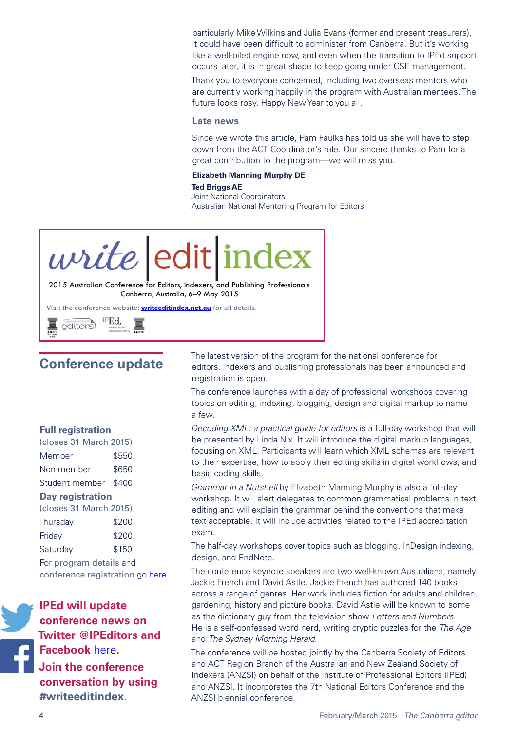particularly Mike Wilkins and Julia Evans (former and present treasurers), it could have been difficult to administer from Canberra. But it's working like a well-oiled engine now, and even when the transition to IPEd support occurs later, it is in great shape to keep going under CSE management.

Thank you to everyone concerned, including two overseas mentors who are currently working happily in the program with Australian mentees. The future looks rosy. Happy New Year to you all.

### Late news

Since we wrote this article, Pam Faulks has told us she will have to step down from the ACT Coordinator's role. Our sincere thanks to Pam for a great contribution to the program—we will miss you.

**Elizabeth Manning Murphy DE**
**Ted Briggs AE**
Joint National Coordinators
Australian National Mentoring Program for Editors

write | edit | index

2015 Australian Conference for Editors, Indexers, and Publishing Professionals
Canberra, Australia, 6–9 May 2015

Visit the conference website: **writeeditindex.net.au** for all details.

## Conference update

**Full registration**
(closes 31 March 2015)

| | |
|---|---|
| Member | $550 |
| Non-member | $650 |
| Student member | $400 |

**Day registration**
(closes 31 March 2015)

| | |
|---|---|
| Thursday | $200 |
| Friday | $200 |
| Saturday | $150 |

For program details and conference registration go here.

**IPEd will update conference news on Twitter @IPEditors and Facebook here.**

**Join the conference conversation by using #writeeditindex.**

The latest version of the program for the national conference for editors, indexers and publishing professionals has been announced and registration is open.

The conference launches with a day of professional workshops covering topics on editing, indexing, blogging, design and digital markup to name a few.

*Decoding XML: a practical guide for editors* is a full-day workshop that will be presented by Linda Nix. It will introduce the digital markup languages, focusing on XML. Participants will learn which XML schemas are relevant to their expertise, how to apply their editing skills in digital workflows, and basic coding skills.

*Grammar in a Nutshell* by Elizabeth Manning Murphy is also a full-day workshop. It will alert delegates to common grammatical problems in text editing and will explain the grammar behind the conventions that make text acceptable. It will include activities related to the IPEd accreditation exam.

The half-day workshops cover topics such as blogging, InDesign indexing, design, and EndNote.

The conference keynote speakers are two well-known Australians, namely Jackie French and David Astle. Jackie French has authored 140 books across a range of genres. Her work includes fiction for adults and children, gardening, history and picture books. David Astle will be known to some as the dictionary guy from the television show *Letters and Numbers*. He is a self-confessed word nerd, writing cryptic puzzles for the *The Age* and *The Sydney Morning Herald*.

The conference will be hosted jointly by the Canberra Society of Editors and ACT Region Branch of the Australian and New Zealand Society of Indexers (ANZSI) on behalf of the Institute of Professional Editors (IPEd) and ANZSI. It incorporates the 7th National Editors Conference and the ANZSI biennial conference.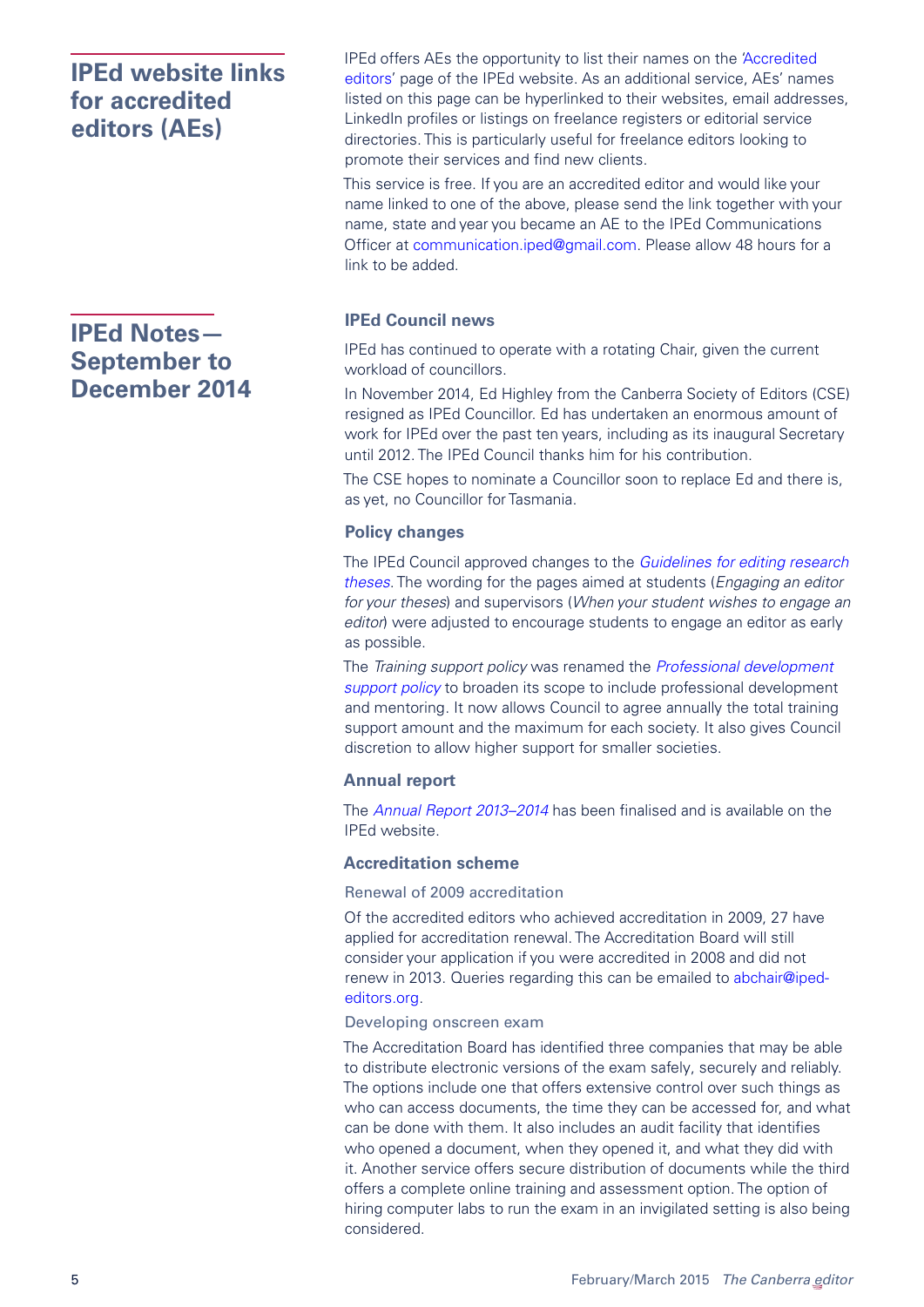## IPEd website links for accredited editors (AEs)

IPEd offers AEs the opportunity to list their names on the 'Accredited editors' page of the IPEd website. As an additional service, AEs' names listed on this page can be hyperlinked to their websites, email addresses, LinkedIn profiles or listings on freelance registers or editorial service directories. This is particularly useful for freelance editors looking to promote their services and find new clients.

This service is free. If you are an accredited editor and would like your name linked to one of the above, please send the link together with your name, state and year you became an AE to the IPEd Communications Officer at communication.iped@gmail.com. Please allow 48 hours for a link to be added.

## IPEd Notes—September to December 2014

### IPEd Council news

IPEd has continued to operate with a rotating Chair, given the current workload of councillors.

In November 2014, Ed Highley from the Canberra Society of Editors (CSE) resigned as IPEd Councillor. Ed has undertaken an enormous amount of work for IPEd over the past ten years, including as its inaugural Secretary until 2012. The IPEd Council thanks him for his contribution.

The CSE hopes to nominate a Councillor soon to replace Ed and there is, as yet, no Councillor for Tasmania.

### Policy changes

The IPEd Council approved changes to the *Guidelines for editing research theses*. The wording for the pages aimed at students (*Engaging an editor for your theses*) and supervisors (*When your student wishes to engage an editor*) were adjusted to encourage students to engage an editor as early as possible.

The *Training support policy* was renamed the *Professional development support policy* to broaden its scope to include professional development and mentoring. It now allows Council to agree annually the total training support amount and the maximum for each society. It also gives Council discretion to allow higher support for smaller societies.

### Annual report

The *Annual Report 2013–2014* has been finalised and is available on the IPEd website.

### Accreditation scheme

#### Renewal of 2009 accreditation

Of the accredited editors who achieved accreditation in 2009, 27 have applied for accreditation renewal. The Accreditation Board will still consider your application if you were accredited in 2008 and did not renew in 2013. Queries regarding this can be emailed to abchair@iped-editors.org.

#### Developing onscreen exam

The Accreditation Board has identified three companies that may be able to distribute electronic versions of the exam safely, securely and reliably. The options include one that offers extensive control over such things as who can access documents, the time they can be accessed for, and what can be done with them. It also includes an audit facility that identifies who opened a document, when they opened it, and what they did with it. Another service offers secure distribution of documents while the third offers a complete online training and assessment option. The option of hiring computer labs to run the exam in an invigilated setting is also being considered.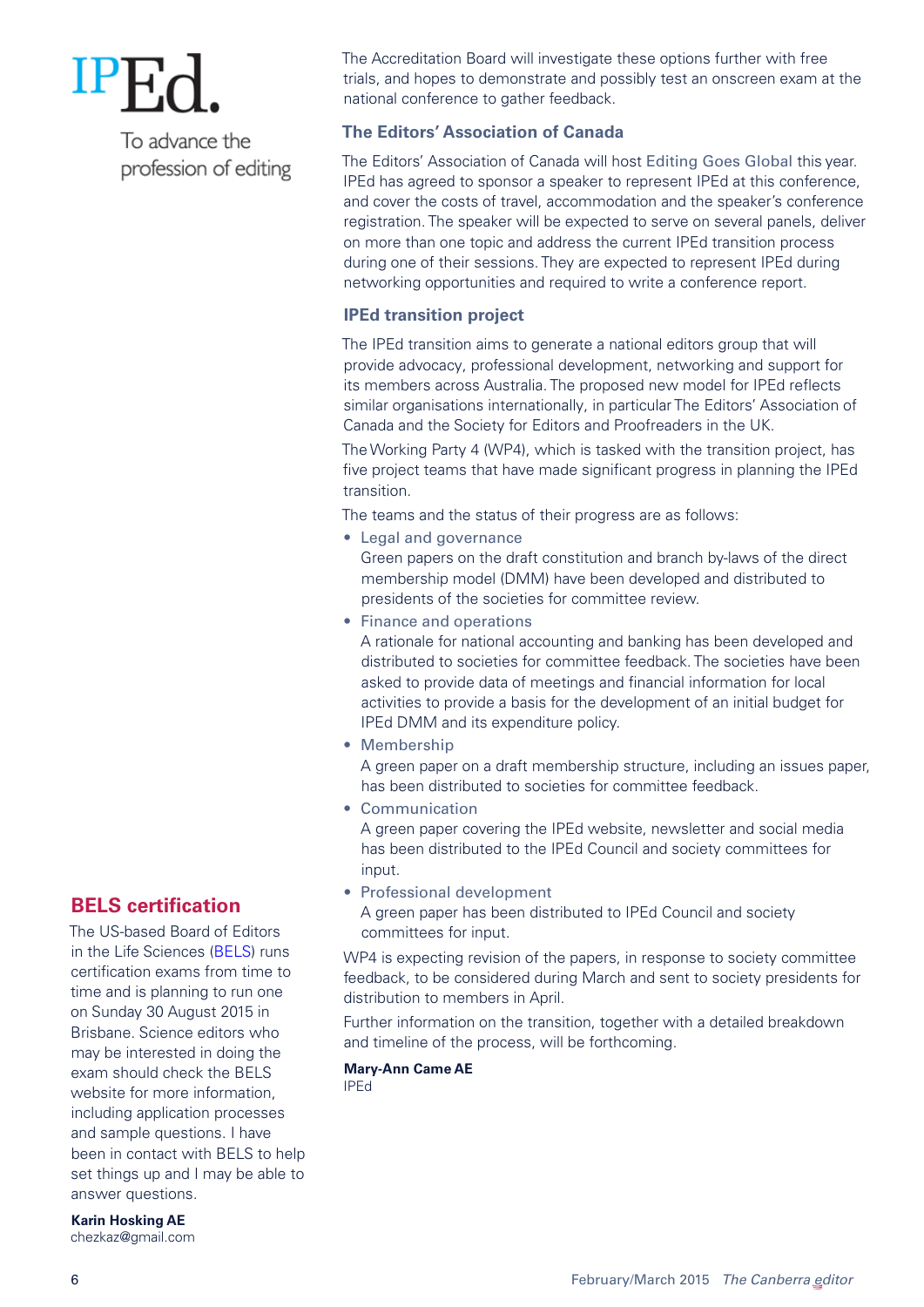IPEd

To advance the profession of editing

The Accreditation Board will investigate these options further with free trials, and hopes to demonstrate and possibly test an onscreen exam at the national conference to gather feedback.

### The Editors' Association of Canada

The Editors' Association of Canada will host Editing Goes Global this year. IPEd has agreed to sponsor a speaker to represent IPEd at this conference, and cover the costs of travel, accommodation and the speaker's conference registration. The speaker will be expected to serve on several panels, deliver on more than one topic and address the current IPEd transition process during one of their sessions. They are expected to represent IPEd during networking opportunities and required to write a conference report.

### IPEd transition project

The IPEd transition aims to generate a national editors group that will provide advocacy, professional development, networking and support for its members across Australia. The proposed new model for IPEd reflects similar organisations internationally, in particular The Editors' Association of Canada and the Society for Editors and Proofreaders in the UK.

The Working Party 4 (WP4), which is tasked with the transition project, has five project teams that have made significant progress in planning the IPEd transition.

The teams and the status of their progress are as follows:

- Legal and governance
  Green papers on the draft constitution and branch by-laws of the direct membership model (DMM) have been developed and distributed to presidents of the societies for committee review.
- Finance and operations
  A rationale for national accounting and banking has been developed and distributed to societies for committee feedback. The societies have been asked to provide data of meetings and financial information for local activities to provide a basis for the development of an initial budget for IPEd DMM and its expenditure policy.
- Membership
  A green paper on a draft membership structure, including an issues paper, has been distributed to societies for committee feedback.
- Communication
  A green paper covering the IPEd website, newsletter and social media has been distributed to the IPEd Council and society committees for input.
- Professional development
  A green paper has been distributed to IPEd Council and society committees for input.

WP4 is expecting revision of the papers, in response to society committee feedback, to be considered during March and sent to society presidents for distribution to members in April.

Further information on the transition, together with a detailed breakdown and timeline of the process, will be forthcoming.

**Mary-Ann Came AE**
IPEd

## BELS certification

The US-based Board of Editors in the Life Sciences (BELS) runs certification exams from time to time and is planning to run one on Sunday 30 August 2015 in Brisbane. Science editors who may be interested in doing the exam should check the BELS website for more information, including application processes and sample questions. I have been in contact with BELS to help set things up and I may be able to answer questions.

**Karin Hosking AE**
chezkaz@gmail.com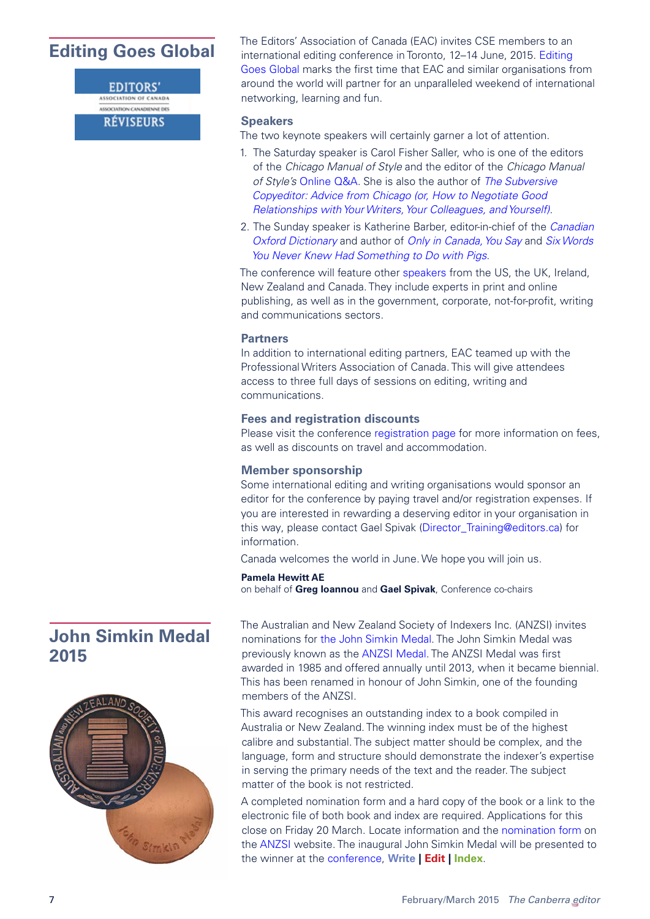## Editing Goes Global

The Editors' Association of Canada (EAC) invites CSE members to an international editing conference in Toronto, 12–14 June, 2015. Editing Goes Global marks the first time that EAC and similar organisations from around the world will partner for an unparalleled weekend of international networking, learning and fun.

### Speakers

The two keynote speakers will certainly garner a lot of attention.

1. The Saturday speaker is Carol Fisher Saller, who is one of the editors of the *Chicago Manual of Style* and the editor of the *Chicago Manual of Style's* Online Q&A. She is also the author of *The Subversive Copyeditor: Advice from Chicago (or, How to Negotiate Good Relationships with Your Writers, Your Colleagues, and Yourself)*.
2. The Sunday speaker is Katherine Barber, editor-in-chief of the *Canadian Oxford Dictionary* and author of *Only in Canada, You Say* and *Six Words You Never Knew Had Something to Do with Pigs*.

The conference will feature other speakers from the US, the UK, Ireland, New Zealand and Canada. They include experts in print and online publishing, as well as in the government, corporate, not-for-profit, writing and communications sectors.

### Partners

In addition to international editing partners, EAC teamed up with the Professional Writers Association of Canada. This will give attendees access to three full days of sessions on editing, writing and communications.

### Fees and registration discounts

Please visit the conference registration page for more information on fees, as well as discounts on travel and accommodation.

### Member sponsorship

Some international editing and writing organisations would sponsor an editor for the conference by paying travel and/or registration expenses. If you are interested in rewarding a deserving editor in your organisation in this way, please contact Gael Spivak (Director_Training@editors.ca) for information.

Canada welcomes the world in June. We hope you will join us.

**Pamela Hewitt AE**
on behalf of **Greg Ioannou** and **Gael Spivak**, Conference co-chairs

## John Simkin Medal 2015

The Australian and New Zealand Society of Indexers Inc. (ANZSI) invites nominations for the John Simkin Medal. The John Simkin Medal was previously known as the ANZSI Medal. The ANZSI Medal was first awarded in 1985 and offered annually until 2013, when it became biennial. This has been renamed in honour of John Simkin, one of the founding members of the ANZSI.

This award recognises an outstanding index to a book compiled in Australia or New Zealand. The winning index must be of the highest calibre and substantial. The subject matter should be complex, and the language, form and structure should demonstrate the indexer's expertise in serving the primary needs of the text and the reader. The subject matter of the book is not restricted.

A completed nomination form and a hard copy of the book or a link to the electronic file of both book and index are required. Applications for this close on Friday 20 March. Locate information and the nomination form on the ANZSI website. The inaugural John Simkin Medal will be presented to the winner at the conference, **Write | Edit | Index**.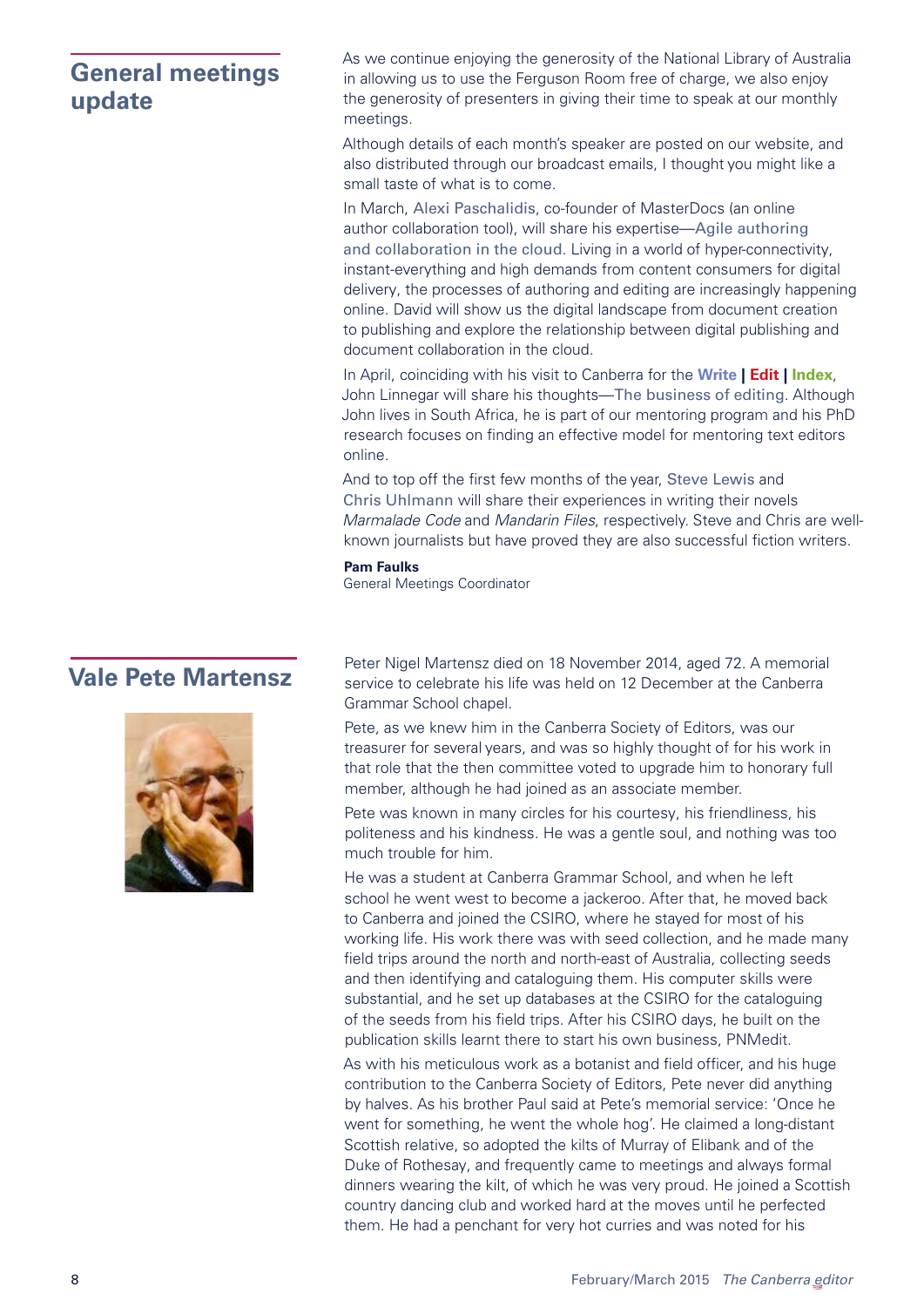## General meetings update

As we continue enjoying the generosity of the National Library of Australia in allowing us to use the Ferguson Room free of charge, we also enjoy the generosity of presenters in giving their time to speak at our monthly meetings.

Although details of each month's speaker are posted on our website, and also distributed through our broadcast emails, I thought you might like a small taste of what is to come.

In March, Alexi Paschalidis, co-founder of MasterDocs (an online author collaboration tool), will share his expertise—Agile authoring and collaboration in the cloud. Living in a world of hyper-connectivity, instant-everything and high demands from content consumers for digital delivery, the processes of authoring and editing are increasingly happening online. David will show us the digital landscape from document creation to publishing and explore the relationship between digital publishing and document collaboration in the cloud.

In April, coinciding with his visit to Canberra for the **Write | Edit | Index**, John Linnegar will share his thoughts—The business of editing. Although John lives in South Africa, he is part of our mentoring program and his PhD research focuses on finding an effective model for mentoring text editors online.

And to top off the first few months of the year, Steve Lewis and Chris Uhlmann will share their experiences in writing their novels *Marmalade Code* and *Mandarin Files*, respectively. Steve and Chris are well-known journalists but have proved they are also successful fiction writers.

**Pam Faulks**
General Meetings Coordinator

## Vale Pete Martensz

Peter Nigel Martensz died on 18 November 2014, aged 72. A memorial service to celebrate his life was held on 12 December at the Canberra Grammar School chapel.

Pete, as we knew him in the Canberra Society of Editors, was our treasurer for several years, and was so highly thought of for his work in that role that the then committee voted to upgrade him to honorary full member, although he had joined as an associate member.

Pete was known in many circles for his courtesy, his friendliness, his politeness and his kindness. He was a gentle soul, and nothing was too much trouble for him.

He was a student at Canberra Grammar School, and when he left school he went west to become a jackeroo. After that, he moved back to Canberra and joined the CSIRO, where he stayed for most of his working life. His work there was with seed collection, and he made many field trips around the north and north-east of Australia, collecting seeds and then identifying and cataloguing them. His computer skills were substantial, and he set up databases at the CSIRO for the cataloguing of the seeds from his field trips. After his CSIRO days, he built on the publication skills learnt there to start his own business, PNMedit.

As with his meticulous work as a botanist and field officer, and his huge contribution to the Canberra Society of Editors, Pete never did anything by halves. As his brother Paul said at Pete's memorial service: 'Once he went for something, he went the whole hog'. He claimed a long-distant Scottish relative, so adopted the kilts of Murray of Elibank and of the Duke of Rothesay, and frequently came to meetings and always formal dinners wearing the kilt, of which he was very proud. He joined a Scottish country dancing club and worked hard at the moves until he perfected them. He had a penchant for very hot curries and was noted for his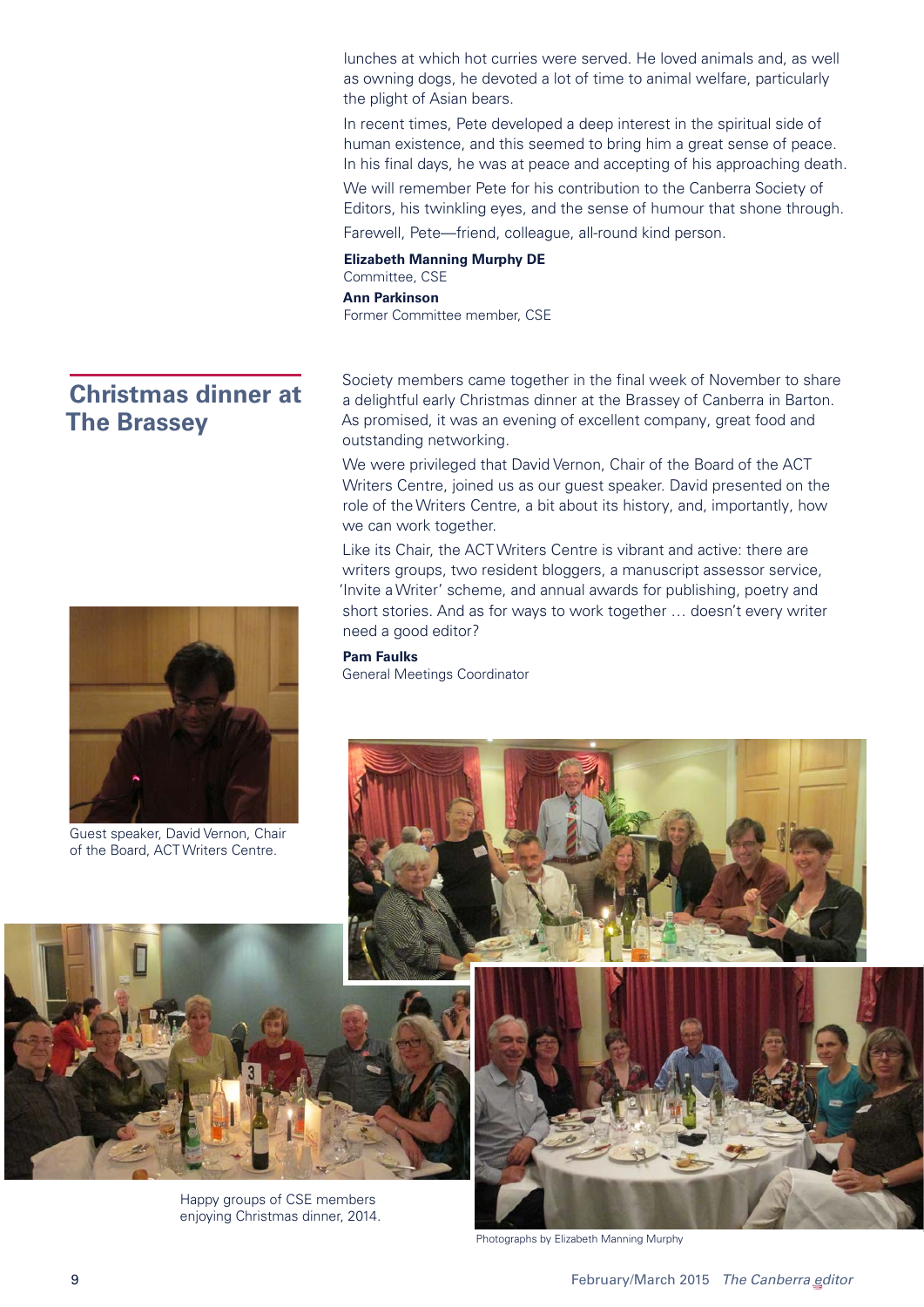lunches at which hot curries were served. He loved animals and, as well as owning dogs, he devoted a lot of time to animal welfare, particularly the plight of Asian bears.

In recent times, Pete developed a deep interest in the spiritual side of human existence, and this seemed to bring him a great sense of peace. In his final days, he was at peace and accepting of his approaching death.

We will remember Pete for his contribution to the Canberra Society of Editors, his twinkling eyes, and the sense of humour that shone through.

Farewell, Pete—friend, colleague, all-round kind person.

**Elizabeth Manning Murphy DE**
Committee, CSE

**Ann Parkinson**
Former Committee member, CSE

## Christmas dinner at The Brassey

Society members came together in the final week of November to share a delightful early Christmas dinner at the Brassey of Canberra in Barton. As promised, it was an evening of excellent company, great food and outstanding networking.

We were privileged that David Vernon, Chair of the Board of the ACT Writers Centre, joined us as our guest speaker. David presented on the role of the Writers Centre, a bit about its history, and, importantly, how we can work together.

Like its Chair, the ACT Writers Centre is vibrant and active: there are writers groups, two resident bloggers, a manuscript assessor service, 'Invite a Writer' scheme, and annual awards for publishing, poetry and short stories. And as for ways to work together … doesn't every writer need a good editor?

**Pam Faulks**
General Meetings Coordinator

Guest speaker, David Vernon, Chair of the Board, ACT Writers Centre.

Happy groups of CSE members enjoying Christmas dinner, 2014.

Photographs by Elizabeth Manning Murphy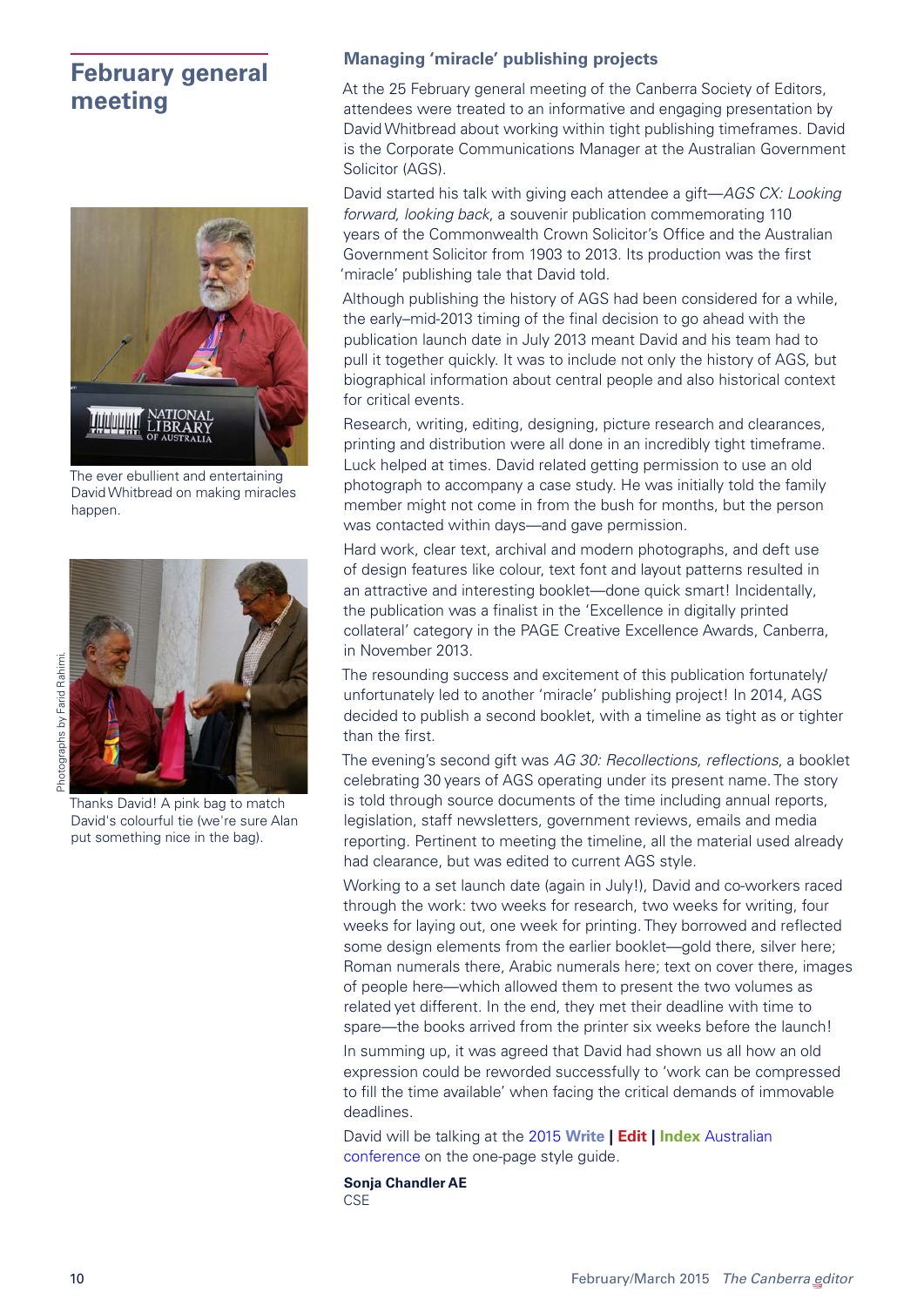# February general meeting

The ever ebullient and entertaining David Whitbread on making miracles happen.

Photographs by Farid Rahimi.

Thanks David! A pink bag to match David's colourful tie (we're sure Alan put something nice in the bag).

## Managing 'miracle' publishing projects

At the 25 February general meeting of the Canberra Society of Editors, attendees were treated to an informative and engaging presentation by David Whitbread about working within tight publishing timeframes. David is the Corporate Communications Manager at the Australian Government Solicitor (AGS).

David started his talk with giving each attendee a gift—*AGS CX: Looking forward, looking back*, a souvenir publication commemorating 110 years of the Commonwealth Crown Solicitor's Office and the Australian Government Solicitor from 1903 to 2013. Its production was the first 'miracle' publishing tale that David told.

Although publishing the history of AGS had been considered for a while, the early–mid-2013 timing of the final decision to go ahead with the publication launch date in July 2013 meant David and his team had to pull it together quickly. It was to include not only the history of AGS, but biographical information about central people and also historical context for critical events.

Research, writing, editing, designing, picture research and clearances, printing and distribution were all done in an incredibly tight timeframe. Luck helped at times. David related getting permission to use an old photograph to accompany a case study. He was initially told the family member might not come in from the bush for months, but the person was contacted within days—and gave permission.

Hard work, clear text, archival and modern photographs, and deft use of design features like colour, text font and layout patterns resulted in an attractive and interesting booklet—done quick smart! Incidentally, the publication was a finalist in the 'Excellence in digitally printed collateral' category in the PAGE Creative Excellence Awards, Canberra, in November 2013.

The resounding success and excitement of this publication fortunately/unfortunately led to another 'miracle' publishing project! In 2014, AGS decided to publish a second booklet, with a timeline as tight as or tighter than the first.

The evening's second gift was *AG 30: Recollections, reflections*, a booklet celebrating 30 years of AGS operating under its present name. The story is told through source documents of the time including annual reports, legislation, staff newsletters, government reviews, emails and media reporting. Pertinent to meeting the timeline, all the material used already had clearance, but was edited to current AGS style.

Working to a set launch date (again in July!), David and co-workers raced through the work: two weeks for research, two weeks for writing, four weeks for laying out, one week for printing. They borrowed and reflected some design elements from the earlier booklet—gold there, silver here; Roman numerals there, Arabic numerals here; text on cover there, images of people here—which allowed them to present the two volumes as related yet different. In the end, they met their deadline with time to spare—the books arrived from the printer six weeks before the launch!

In summing up, it was agreed that David had shown us all how an old expression could be reworded successfully to 'work can be compressed to fill the time available' when facing the critical demands of immovable deadlines.

David will be talking at the 2015 **Write | Edit | Index** Australian conference on the one-page style guide.

**Sonja Chandler AE**
CSE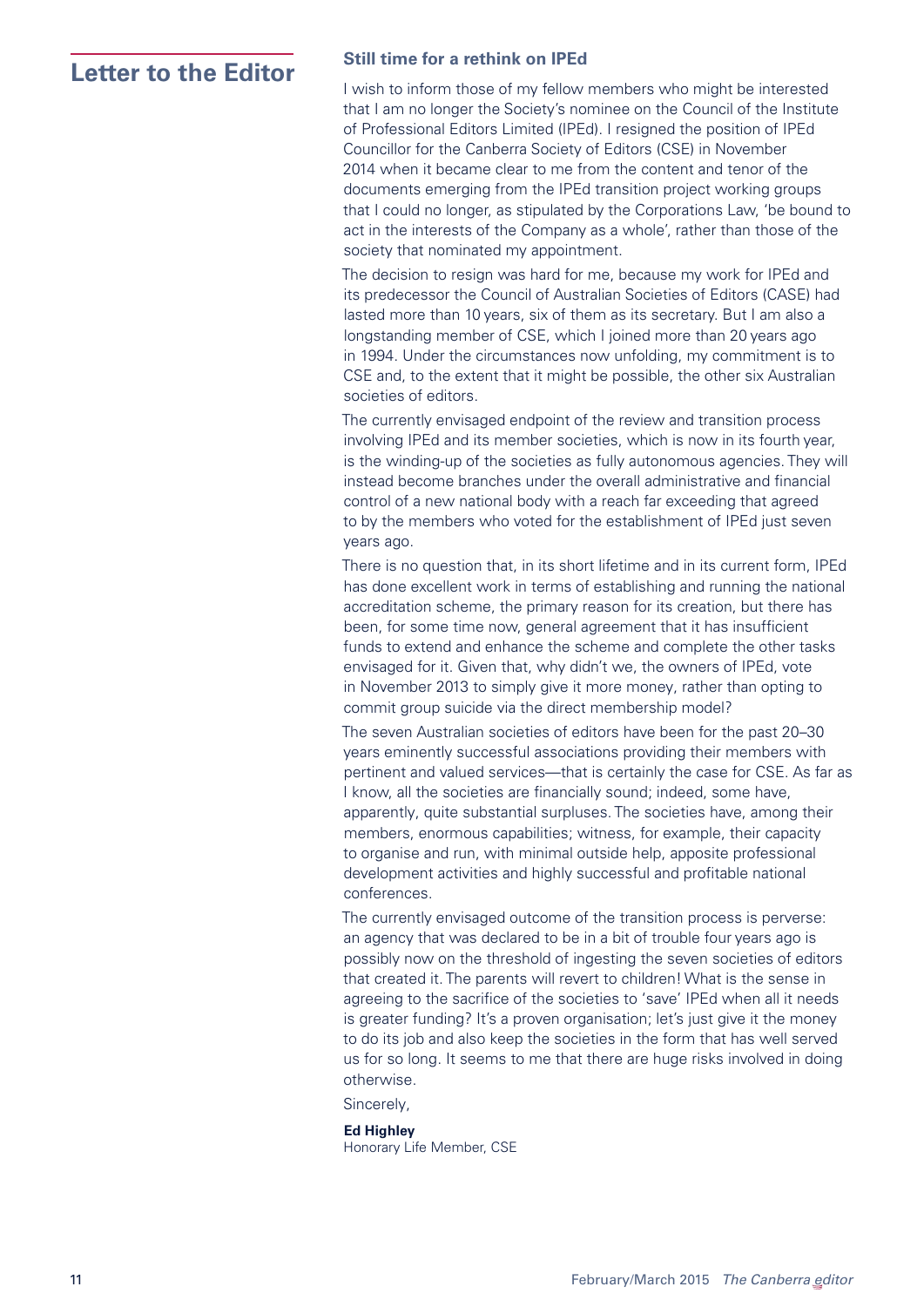# Letter to the Editor

## Still time for a rethink on IPEd

I wish to inform those of my fellow members who might be interested that I am no longer the Society's nominee on the Council of the Institute of Professional Editors Limited (IPEd). I resigned the position of IPEd Councillor for the Canberra Society of Editors (CSE) in November 2014 when it became clear to me from the content and tenor of the documents emerging from the IPEd transition project working groups that I could no longer, as stipulated by the Corporations Law, 'be bound to act in the interests of the Company as a whole', rather than those of the society that nominated my appointment.

The decision to resign was hard for me, because my work for IPEd and its predecessor the Council of Australian Societies of Editors (CASE) had lasted more than 10 years, six of them as its secretary. But I am also a longstanding member of CSE, which I joined more than 20 years ago in 1994. Under the circumstances now unfolding, my commitment is to CSE and, to the extent that it might be possible, the other six Australian societies of editors.

The currently envisaged endpoint of the review and transition process involving IPEd and its member societies, which is now in its fourth year, is the winding-up of the societies as fully autonomous agencies. They will instead become branches under the overall administrative and financial control of a new national body with a reach far exceeding that agreed to by the members who voted for the establishment of IPEd just seven years ago.

There is no question that, in its short lifetime and in its current form, IPEd has done excellent work in terms of establishing and running the national accreditation scheme, the primary reason for its creation, but there has been, for some time now, general agreement that it has insufficient funds to extend and enhance the scheme and complete the other tasks envisaged for it. Given that, why didn't we, the owners of IPEd, vote in November 2013 to simply give it more money, rather than opting to commit group suicide via the direct membership model?

The seven Australian societies of editors have been for the past 20–30 years eminently successful associations providing their members with pertinent and valued services—that is certainly the case for CSE. As far as I know, all the societies are financially sound; indeed, some have, apparently, quite substantial surpluses. The societies have, among their members, enormous capabilities; witness, for example, their capacity to organise and run, with minimal outside help, apposite professional development activities and highly successful and profitable national conferences.

The currently envisaged outcome of the transition process is perverse: an agency that was declared to be in a bit of trouble four years ago is possibly now on the threshold of ingesting the seven societies of editors that created it. The parents will revert to children! What is the sense in agreeing to the sacrifice of the societies to 'save' IPEd when all it needs is greater funding? It's a proven organisation; let's just give it the money to do its job and also keep the societies in the form that has well served us for so long. It seems to me that there are huge risks involved in doing otherwise.

Sincerely,

**Ed Highley**
Honorary Life Member, CSE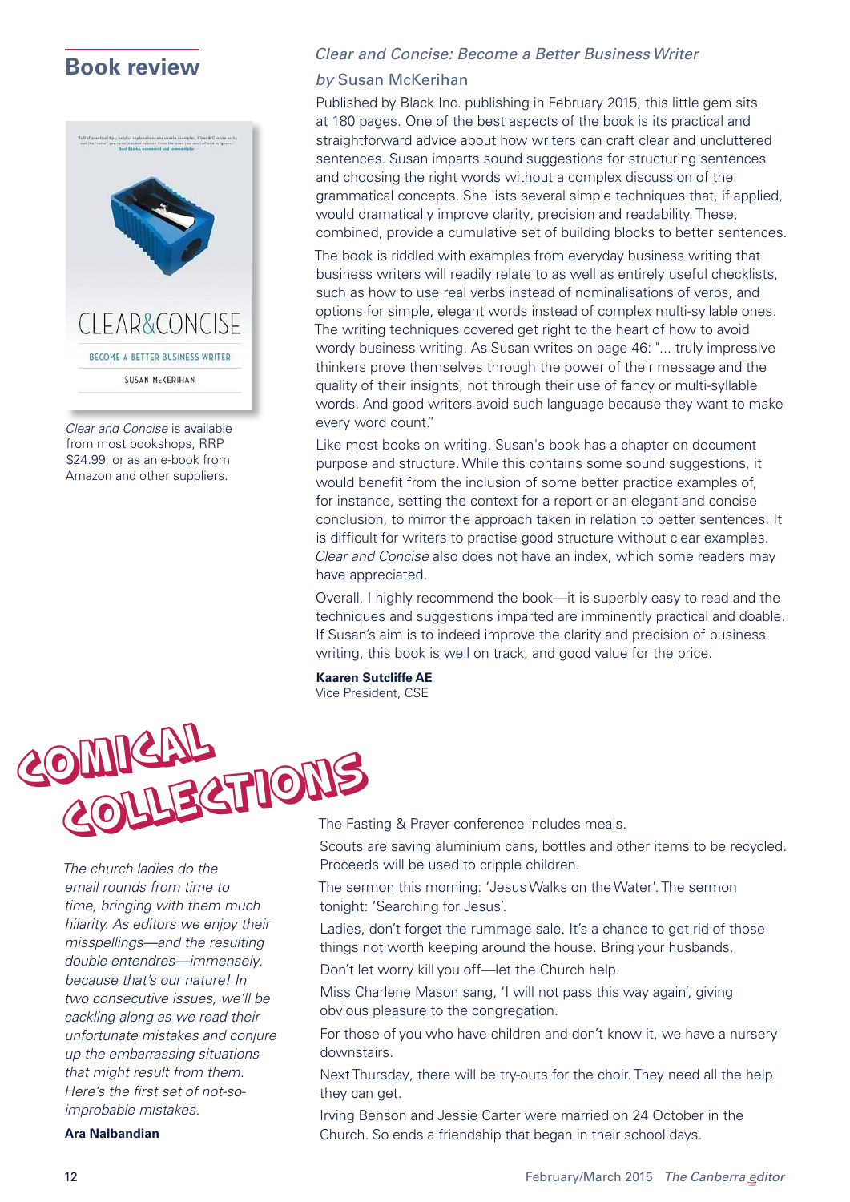## Book review

*Clear and Concise* is available from most bookshops, RRP $24.99, or as an e-book from Amazon and other suppliers.

### *Clear and Concise: Become a Better Business Writer*

*by* Susan McKerihan

Published by Black Inc. publishing in February 2015, this little gem sits at 180 pages. One of the best aspects of the book is its practical and straightforward advice about how writers can craft clear and uncluttered sentences. Susan imparts sound suggestions for structuring sentences and choosing the right words without a complex discussion of the grammatical concepts. She lists several simple techniques that, if applied, would dramatically improve clarity, precision and readability. These, combined, provide a cumulative set of building blocks to better sentences.

The book is riddled with examples from everyday business writing that business writers will readily relate to as well as entirely useful checklists, such as how to use real verbs instead of nominalisations of verbs, and options for simple, elegant words instead of complex multi-syllable ones. The writing techniques covered get right to the heart of how to avoid wordy business writing. As Susan writes on page 46: "... truly impressive thinkers prove themselves through the power of their message and the quality of their insights, not through their use of fancy or multi-syllable words. And good writers avoid such language because they want to make every word count."

Like most books on writing, Susan's book has a chapter on document purpose and structure. While this contains some sound suggestions, it would benefit from the inclusion of some better practice examples of, for instance, setting the context for a report or an elegant and concise conclusion, to mirror the approach taken in relation to better sentences. It is difficult for writers to practise good structure without clear examples. *Clear and Concise* also does not have an index, which some readers may have appreciated.

Overall, I highly recommend the book—it is superbly easy to read and the techniques and suggestions imparted are imminently practical and doable. If Susan's aim is to indeed improve the clarity and precision of business writing, this book is well on track, and good value for the price.

**Kaaren Sutcliffe AE**
Vice President, CSE

## Comical Collections

*The church ladies do the email rounds from time to time, bringing with them much hilarity. As editors we enjoy their misspellings—and the resulting double entendres—immensely, because that's our nature! In two consecutive issues, we'll be cackling along as we read their unfortunate mistakes and conjure up the embarrassing situations that might result from them. Here's the first set of not-so-improbable mistakes.*

**Ara Nalbandian**

The Fasting & Prayer conference includes meals.

Scouts are saving aluminium cans, bottles and other items to be recycled. Proceeds will be used to cripple children.

The sermon this morning: 'Jesus Walks on the Water'. The sermon tonight: 'Searching for Jesus'.

Ladies, don't forget the rummage sale. It's a chance to get rid of those things not worth keeping around the house. Bring your husbands.

Don't let worry kill you off—let the Church help.

Miss Charlene Mason sang, 'I will not pass this way again', giving obvious pleasure to the congregation.

For those of you who have children and don't know it, we have a nursery downstairs.

Next Thursday, there will be try-outs for the choir. They need all the help they can get.

Irving Benson and Jessie Carter were married on 24 October in the Church. So ends a friendship that began in their school days.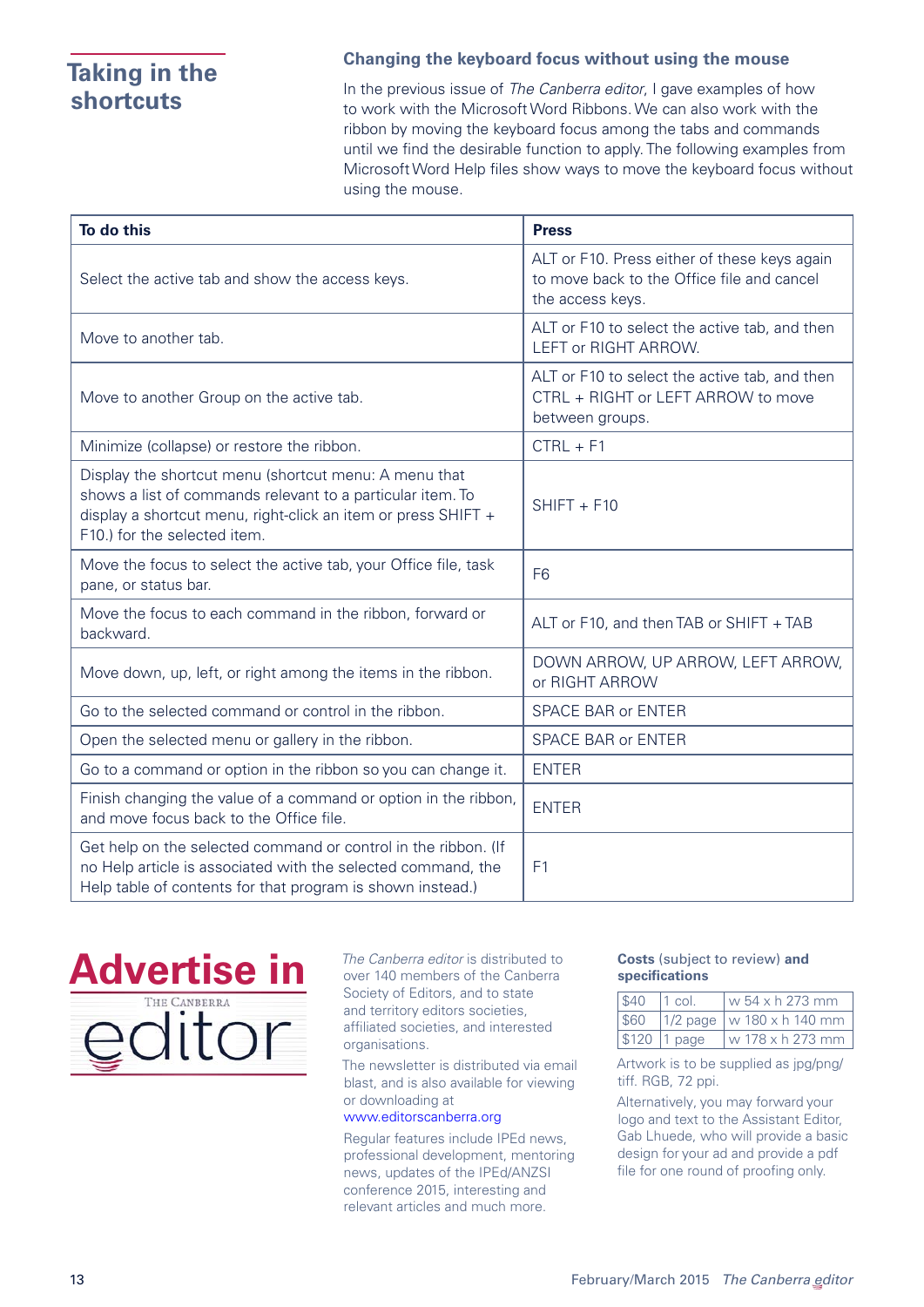## Taking in the shortcuts

### Changing the keyboard focus without using the mouse

In the previous issue of *The Canberra editor*, I gave examples of how to work with the Microsoft Word Ribbons. We can also work with the ribbon by moving the keyboard focus among the tabs and commands until we find the desirable function to apply. The following examples from Microsoft Word Help files show ways to move the keyboard focus without using the mouse.

| To do this | Press |
|---|---|
| Select the active tab and show the access keys. | ALT or F10. Press either of these keys again to move back to the Office file and cancel the access keys. |
| Move to another tab. | ALT or F10 to select the active tab, and then LEFT or RIGHT ARROW. |
| Move to another Group on the active tab. | ALT or F10 to select the active tab, and then CTRL + RIGHT or LEFT ARROW to move between groups. |
| Minimize (collapse) or restore the ribbon. | CTRL + F1 |
| Display the shortcut menu (shortcut menu: A menu that shows a list of commands relevant to a particular item. To display a shortcut menu, right-click an item or press SHIFT + F10.) for the selected item. | SHIFT + F10 |
| Move the focus to select the active tab, your Office file, task pane, or status bar. | F6 |
| Move the focus to each command in the ribbon, forward or backward. | ALT or F10, and then TAB or SHIFT + TAB |
| Move down, up, left, or right among the items in the ribbon. | DOWN ARROW, UP ARROW, LEFT ARROW, or RIGHT ARROW |
| Go to the selected command or control in the ribbon. | SPACE BAR or ENTER |
| Open the selected menu or gallery in the ribbon. | SPACE BAR or ENTER |
| Go to a command or option in the ribbon so you can change it. | ENTER |
| Finish changing the value of a command or option in the ribbon, and move focus back to the Office file. | ENTER |
| Get help on the selected command or control in the ribbon. (If no Help article is associated with the selected command, the Help table of contents for that program is shown instead.) | F1 |

## Advertise in The Canberra editor

*The Canberra editor* is distributed to over 140 members of the Canberra Society of Editors, and to state and territory editors societies, affiliated societies, and interested organisations.

The newsletter is distributed via email blast, and is also available for viewing or downloading at www.editorscanberra.org

Regular features include IPEd news, professional development, mentoring news, updates of the IPEd/ANZSI conference 2015, interesting and relevant articles and much more.

**Costs** (subject to review) **and specifications**

| | | |
|---|---|---|
| $40 | 1 col. | w 54 x h 273 mm |
| $60 | 1/2 page | w 180 x h 140 mm |
| $120 | 1 page | w 178 x h 273 mm |

Artwork is to be supplied as jpg/png/tiff. RGB, 72 ppi.

Alternatively, you may forward your logo and text to the Assistant Editor, Gab Lhuede, who will provide a basic design for your ad and provide a pdf file for one round of proofing only.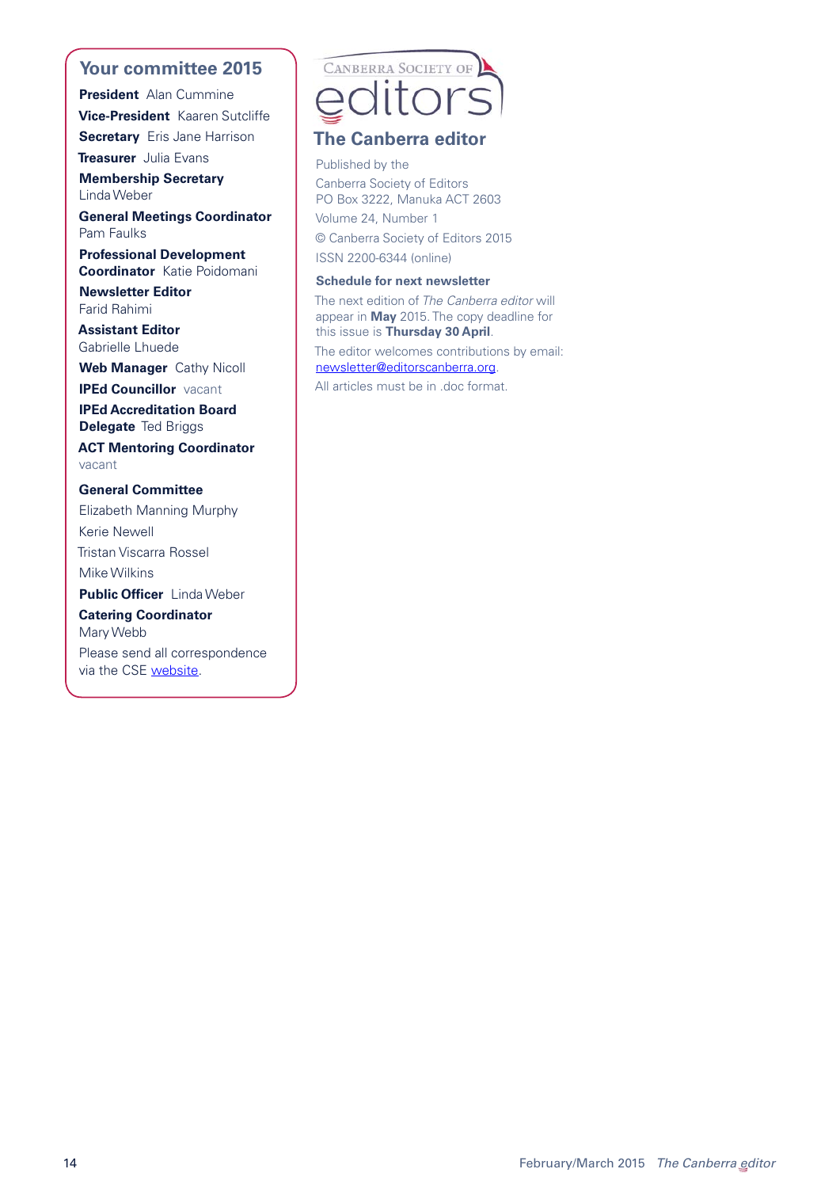## Your committee 2015

**President** Alan Cummine

**Vice-President** Kaaren Sutcliffe

**Secretary** Eris Jane Harrison

**Treasurer** Julia Evans

**Membership Secretary**
Linda Weber

**General Meetings Coordinator**
Pam Faulks

**Professional Development Coordinator** Katie Poidomani

**Newsletter Editor**
Farid Rahimi

**Assistant Editor**
Gabrielle Lhuede

**Web Manager** Cathy Nicoll

**IPEd Councillor** vacant

**IPEd Accreditation Board Delegate** Ted Briggs

**ACT Mentoring Coordinator**
vacant

**General Committee**

Elizabeth Manning Murphy

Kerie Newell

Tristan Viscarra Rossel

Mike Wilkins

**Public Officer** Linda Weber

**Catering Coordinator**
Mary Webb

Please send all correspondence via the CSE website.

Canberra Society of editors

## The Canberra editor

Published by the
Canberra Society of Editors
PO Box 3222, Manuka ACT 2603

Volume 24, Number 1

© Canberra Society of Editors 2015

ISSN 2200-6344 (online)

**Schedule for next newsletter**

The next edition of *The Canberra editor* will appear in **May** 2015. The copy deadline for this issue is **Thursday 30 April**.

The editor welcomes contributions by email: newsletter@editorscanberra.org.

All articles must be in .doc format.